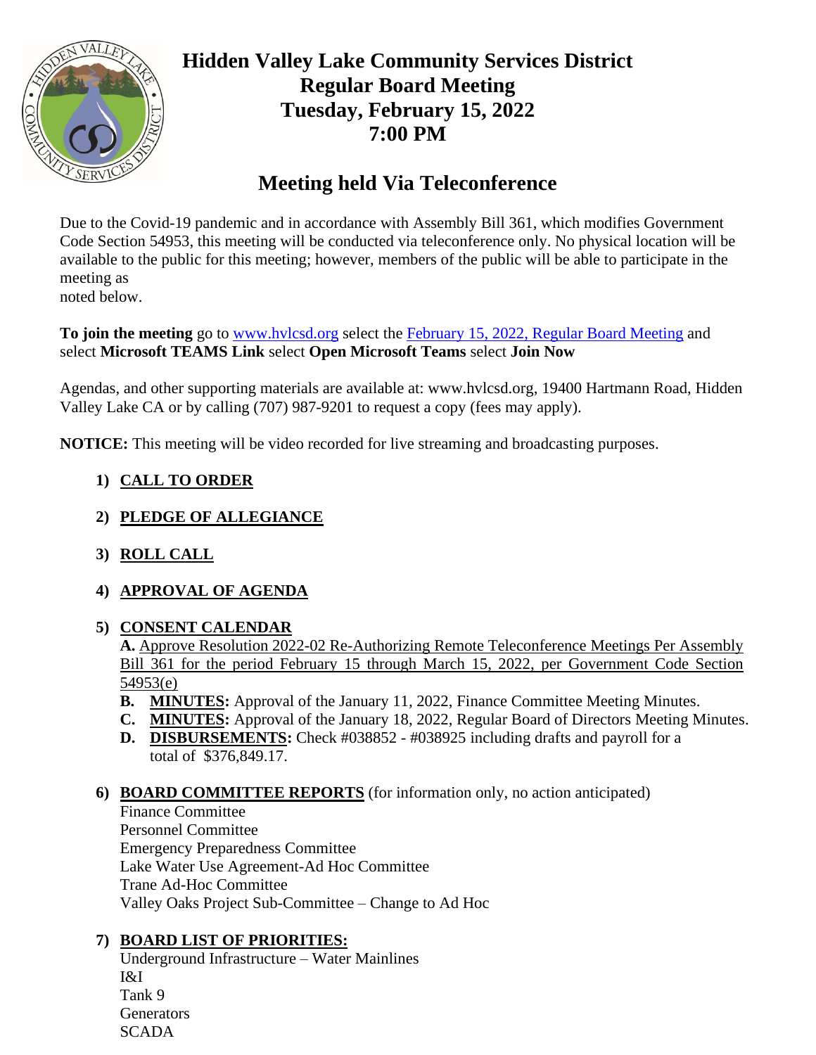# Hidden Valley Lake Community Services District
## Regular Board Meeting
## Tuesday, February 15, 2022
## 7:00 PM

## Meeting held Via Teleconference

Due to the Covid-19 pandemic and in accordance with Assembly Bill 361, which modifies Government Code Section 54953, this meeting will be conducted via teleconference only. No physical location will be available to the public for this meeting; however, members of the public will be able to participate in the meeting as
noted below.

**To join the meeting** go to www.hvlcsd.org select the February 15, 2022, Regular Board Meeting and select **Microsoft TEAMS Link** select **Open Microsoft Teams** select **Join Now**

Agendas, and other supporting materials are available at: www.hvlcsd.org, 19400 Hartmann Road, Hidden Valley Lake CA or by calling (707) 987-9201 to request a copy (fees may apply).

**NOTICE:** This meeting will be video recorded for live streaming and broadcasting purposes.

1) **CALL TO ORDER**

2) **PLEDGE OF ALLEGIANCE**

3) **ROLL CALL**

4) **APPROVAL OF AGENDA**

5) **CONSENT CALENDAR**

   **A.** Approve Resolution 2022-02 Re-Authorizing Remote Teleconference Meetings Per Assembly Bill 361 for the period February 15 through March 15, 2022, per Government Code Section 54953(e)

   **B.** **MINUTES:** Approval of the January 11, 2022, Finance Committee Meeting Minutes.

   **C.** **MINUTES:** Approval of the January 18, 2022, Regular Board of Directors Meeting Minutes.

   **D.** **DISBURSEMENTS:** Check #038852 - #038925 including drafts and payroll for a total of $376,849.17.

6) **BOARD COMMITTEE REPORTS** (for information only, no action anticipated)

   Finance Committee
   Personnel Committee
   Emergency Preparedness Committee
   Lake Water Use Agreement-Ad Hoc Committee
   Trane Ad-Hoc Committee
   Valley Oaks Project Sub-Committee – Change to Ad Hoc

7) **BOARD LIST OF PRIORITIES:**

   Underground Infrastructure – Water Mainlines
   I&I
   Tank 9
   Generators
   SCADA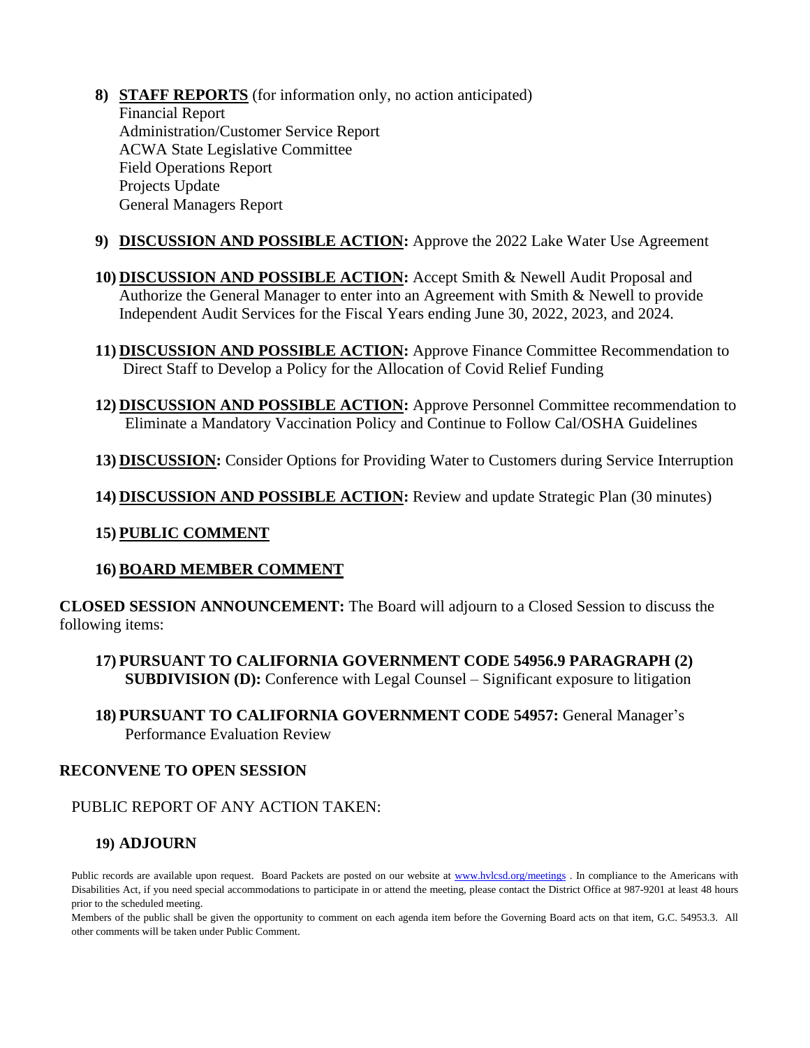8) **STAFF REPORTS** (for information only, no action anticipated)
   Financial Report
   Administration/Customer Service Report
   ACWA State Legislative Committee
   Field Operations Report
   Projects Update
   General Managers Report

9) **DISCUSSION AND POSSIBLE ACTION:** Approve the 2022 Lake Water Use Agreement

10) **DISCUSSION AND POSSIBLE ACTION:** Accept Smith & Newell Audit Proposal and Authorize the General Manager to enter into an Agreement with Smith & Newell to provide Independent Audit Services for the Fiscal Years ending June 30, 2022, 2023, and 2024.

11) **DISCUSSION AND POSSIBLE ACTION:** Approve Finance Committee Recommendation to Direct Staff to Develop a Policy for the Allocation of Covid Relief Funding

12) **DISCUSSION AND POSSIBLE ACTION:** Approve Personnel Committee recommendation to Eliminate a Mandatory Vaccination Policy and Continue to Follow Cal/OSHA Guidelines

13) **DISCUSSION:** Consider Options for Providing Water to Customers during Service Interruption

14) **DISCUSSION AND POSSIBLE ACTION:** Review and update Strategic Plan (30 minutes)

15) **PUBLIC COMMENT**

16) **BOARD MEMBER COMMENT**

**CLOSED SESSION ANNOUNCEMENT:** The Board will adjourn to a Closed Session to discuss the following items:

17) **PURSUANT TO CALIFORNIA GOVERNMENT CODE 54956.9 PARAGRAPH (2) SUBDIVISION (D):** Conference with Legal Counsel – Significant exposure to litigation

18) **PURSUANT TO CALIFORNIA GOVERNMENT CODE 54957:** General Manager's Performance Evaluation Review

**RECONVENE TO OPEN SESSION**

PUBLIC REPORT OF ANY ACTION TAKEN:

19) **ADJOURN**

Public records are available upon request. Board Packets are posted on our website at www.hvlcsd.org/meetings . In compliance to the Americans with Disabilities Act, if you need special accommodations to participate in or attend the meeting, please contact the District Office at 987-9201 at least 48 hours prior to the scheduled meeting.

Members of the public shall be given the opportunity to comment on each agenda item before the Governing Board acts on that item, G.C. 54953.3. All other comments will be taken under Public Comment.